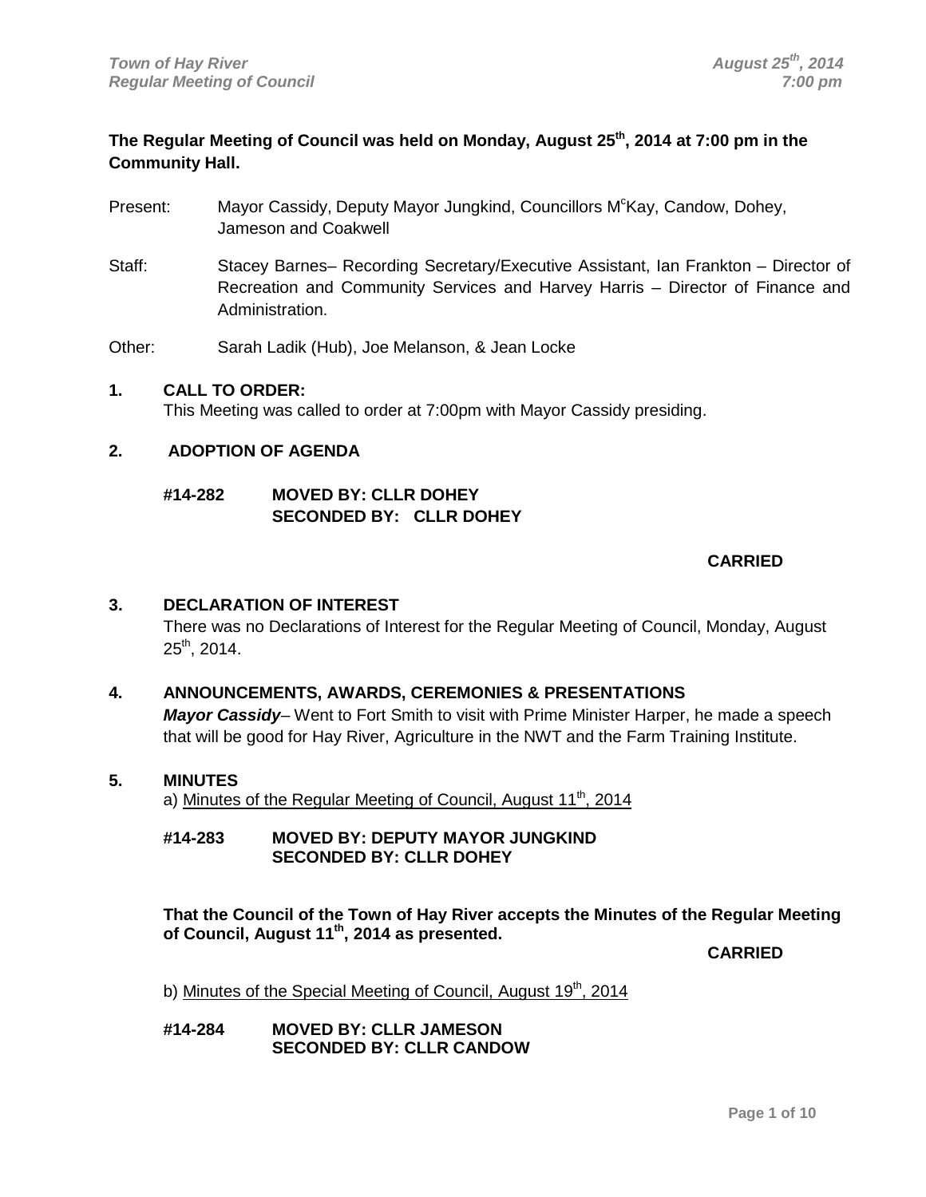The Regular Meeting of Council was held on Monday, August 25th, 2014 at 7:00 pm in the Community Hall.

Present: Mayor Cassidy, Deputy Mayor Jungkind, Councillors McKay, Candow, Dohey, Jameson and Coakwell

Staff: Stacey Barnes– Recording Secretary/Executive Assistant, Ian Frankton – Director of Recreation and Community Services and Harvey Harris – Director of Finance and Administration.

Other: Sarah Ladik (Hub), Joe Melanson, & Jean Locke

## 1. CALL TO ORDER:

This Meeting was called to order at 7:00pm with Mayor Cassidy presiding.

## 2. ADOPTION OF AGENDA

**#14-282 MOVED BY: CLLR DOHEY**
**SECONDED BY: CLLR DOHEY**

**CARRIED**

## 3. DECLARATION OF INTEREST

There was no Declarations of Interest for the Regular Meeting of Council, Monday, August 25th, 2014.

## 4. ANNOUNCEMENTS, AWARDS, CEREMONIES & PRESENTATIONS

***Mayor Cassidy***– Went to Fort Smith to visit with Prime Minister Harper, he made a speech that will be good for Hay River, Agriculture in the NWT and the Farm Training Institute.

## 5. MINUTES

a) Minutes of the Regular Meeting of Council, August 11th, 2014

**#14-283 MOVED BY: DEPUTY MAYOR JUNGKIND**
**SECONDED BY: CLLR DOHEY**

**That the Council of the Town of Hay River accepts the Minutes of the Regular Meeting of Council, August 11th, 2014 as presented.**

**CARRIED**

b) Minutes of the Special Meeting of Council, August 19th, 2014

**#14-284 MOVED BY: CLLR JAMESON**
**SECONDED BY: CLLR CANDOW**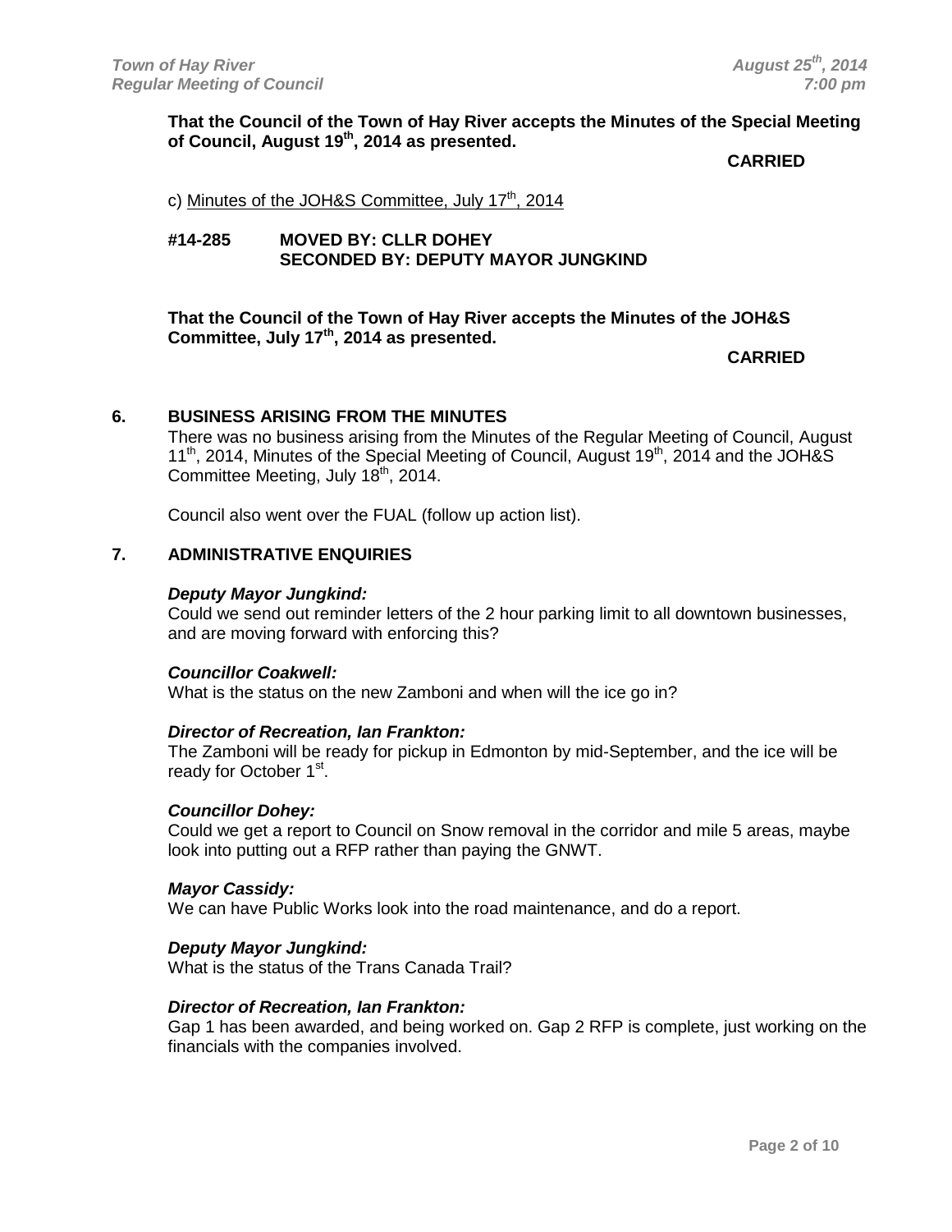**That the Council of the Town of Hay River accepts the Minutes of the Special Meeting of Council, August 19th, 2014 as presented.**

**CARRIED**

c) Minutes of the JOH&S Committee, July 17th, 2014

**#14-285 MOVED BY: CLLR DOHEY**
**SECONDED BY: DEPUTY MAYOR JUNGKIND**

**That the Council of the Town of Hay River accepts the Minutes of the JOH&S Committee, July 17th, 2014 as presented.**

**CARRIED**

## 6. BUSINESS ARISING FROM THE MINUTES

There was no business arising from the Minutes of the Regular Meeting of Council, August 11th, 2014, Minutes of the Special Meeting of Council, August 19th, 2014 and the JOH&S Committee Meeting, July 18th, 2014.

Council also went over the FUAL (follow up action list).

## 7. ADMINISTRATIVE ENQUIRIES

***Deputy Mayor Jungkind:***
Could we send out reminder letters of the 2 hour parking limit to all downtown businesses, and are moving forward with enforcing this?

***Councillor Coakwell:***
What is the status on the new Zamboni and when will the ice go in?

***Director of Recreation, Ian Frankton:***
The Zamboni will be ready for pickup in Edmonton by mid-September, and the ice will be ready for October 1st.

***Councillor Dohey:***
Could we get a report to Council on Snow removal in the corridor and mile 5 areas, maybe look into putting out a RFP rather than paying the GNWT.

***Mayor Cassidy:***
We can have Public Works look into the road maintenance, and do a report.

***Deputy Mayor Jungkind:***
What is the status of the Trans Canada Trail?

***Director of Recreation, Ian Frankton:***
Gap 1 has been awarded, and being worked on. Gap 2 RFP is complete, just working on the financials with the companies involved.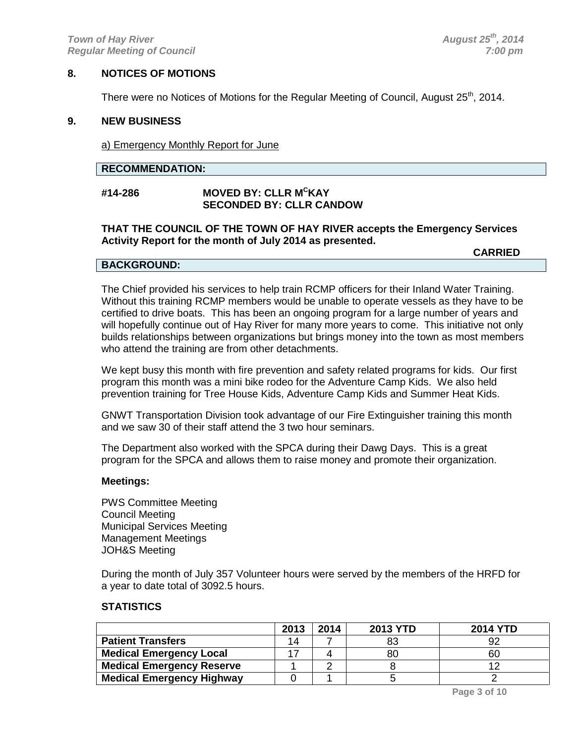## 8. NOTICES OF MOTIONS

There were no Notices of Motions for the Regular Meeting of Council, August 25th, 2014.

## 9. NEW BUSINESS

a) Emergency Monthly Report for June

**RECOMMENDATION:**

**#14-286 MOVED BY: CLLR McKAY**
**SECONDED BY: CLLR CANDOW**

**THAT THE COUNCIL OF THE TOWN OF HAY RIVER accepts the Emergency Services Activity Report for the month of July 2014 as presented.**

**CARRIED**

**BACKGROUND:**

The Chief provided his services to help train RCMP officers for their Inland Water Training. Without this training RCMP members would be unable to operate vessels as they have to be certified to drive boats. This has been an ongoing program for a large number of years and will hopefully continue out of Hay River for many more years to come. This initiative not only builds relationships between organizations but brings money into the town as most members who attend the training are from other detachments.

We kept busy this month with fire prevention and safety related programs for kids. Our first program this month was a mini bike rodeo for the Adventure Camp Kids. We also held prevention training for Tree House Kids, Adventure Camp Kids and Summer Heat Kids.

GNWT Transportation Division took advantage of our Fire Extinguisher training this month and we saw 30 of their staff attend the 3 two hour seminars.

The Department also worked with the SPCA during their Dawg Days. This is a great program for the SPCA and allows them to raise money and promote their organization.

**Meetings:**

PWS Committee Meeting
Council Meeting
Municipal Services Meeting
Management Meetings
JOH&S Meeting

During the month of July 357 Volunteer hours were served by the members of the HRFD for a year to date total of 3092.5 hours.

**STATISTICS**

| | 2013 | 2014 | 2013 YTD | 2014 YTD |
|---|---|---|---|---|
| **Patient Transfers** | 14 | 7 | 83 | 92 |
| **Medical Emergency Local** | 17 | 4 | 80 | 60 |
| **Medical Emergency Reserve** | 1 | 2 | 8 | 12 |
| **Medical Emergency Highway** | 0 | 1 | 5 | 2 |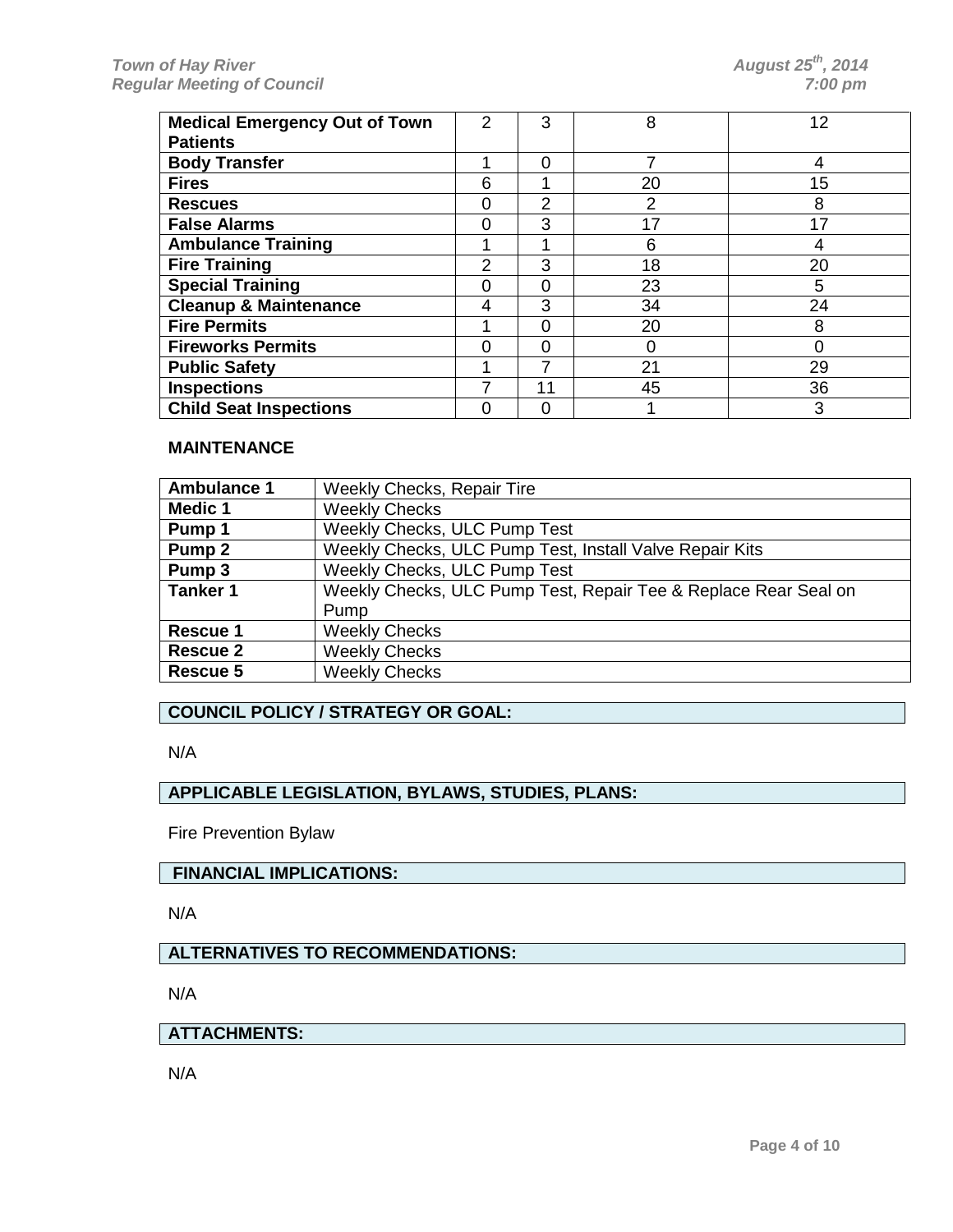| | | | | |
|---|---|---|---|---|
| **Medical Emergency Out of Town Patients** | 2 | 3 | 8 | 12 |
| **Body Transfer** | 1 | 0 | 7 | 4 |
| **Fires** | 6 | 1 | 20 | 15 |
| **Rescues** | 0 | 2 | 2 | 8 |
| **False Alarms** | 0 | 3 | 17 | 17 |
| **Ambulance Training** | 1 | 1 | 6 | 4 |
| **Fire Training** | 2 | 3 | 18 | 20 |
| **Special Training** | 0 | 0 | 23 | 5 |
| **Cleanup & Maintenance** | 4 | 3 | 34 | 24 |
| **Fire Permits** | 1 | 0 | 20 | 8 |
| **Fireworks Permits** | 0 | 0 | 0 | 0 |
| **Public Safety** | 1 | 7 | 21 | 29 |
| **Inspections** | 7 | 11 | 45 | 36 |
| **Child Seat Inspections** | 0 | 0 | 1 | 3 |

**MAINTENANCE**

| | |
|---|---|
| **Ambulance 1** | Weekly Checks, Repair Tire |
| **Medic 1** | Weekly Checks |
| **Pump 1** | Weekly Checks, ULC Pump Test |
| **Pump 2** | Weekly Checks, ULC Pump Test, Install Valve Repair Kits |
| **Pump 3** | Weekly Checks, ULC Pump Test |
| **Tanker 1** | Weekly Checks, ULC Pump Test, Repair Tee & Replace Rear Seal on Pump |
| **Rescue 1** | Weekly Checks |
| **Rescue 2** | Weekly Checks |
| **Rescue 5** | Weekly Checks |

**COUNCIL POLICY / STRATEGY OR GOAL:**

N/A

**APPLICABLE LEGISLATION, BYLAWS, STUDIES, PLANS:**

Fire Prevention Bylaw

**FINANCIAL IMPLICATIONS:**

N/A

**ALTERNATIVES TO RECOMMENDATIONS:**

N/A

**ATTACHMENTS:**

N/A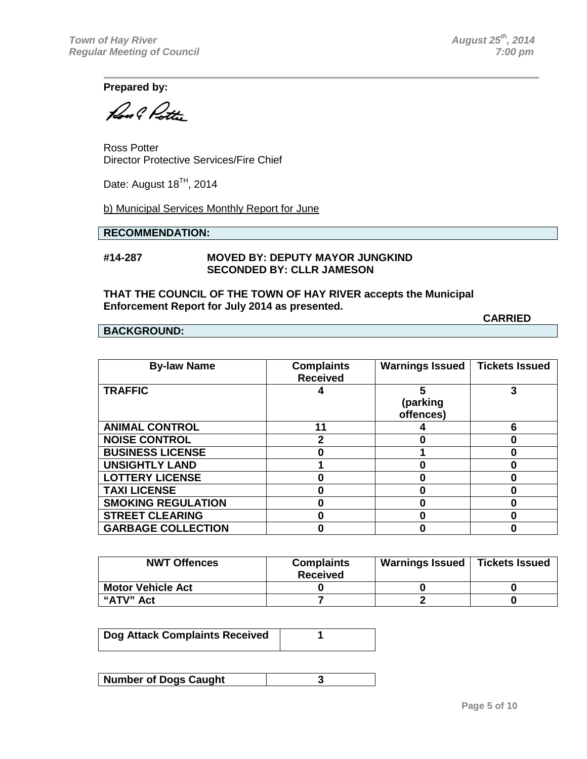**Prepared by:**

Ross Potter
Director Protective Services/Fire Chief

Date: August 18TH, 2014

b) Municipal Services Monthly Report for June

**RECOMMENDATION:**

**#14-287 MOVED BY: DEPUTY MAYOR JUNGKIND**
**SECONDED BY: CLLR JAMESON**

**THAT THE COUNCIL OF THE TOWN OF HAY RIVER accepts the Municipal Enforcement Report for July 2014 as presented.**

**CARRIED**

**BACKGROUND:**

| By-law Name | Complaints Received | Warnings Issued | Tickets Issued |
|---|---|---|---|
| **TRAFFIC** | **4** | **5 (parking offences)** | **3** |
| **ANIMAL CONTROL** | **11** | **4** | **6** |
| **NOISE CONTROL** | **2** | **0** | **0** |
| **BUSINESS LICENSE** | **0** | **1** | **0** |
| **UNSIGHTLY LAND** | **1** | **0** | **0** |
| **LOTTERY LICENSE** | **0** | **0** | **0** |
| **TAXI LICENSE** | **0** | **0** | **0** |
| **SMOKING REGULATION** | **0** | **0** | **0** |
| **STREET CLEARING** | **0** | **0** | **0** |
| **GARBAGE COLLECTION** | **0** | **0** | **0** |

| NWT Offences | Complaints Received | Warnings Issued | Tickets Issued |
|---|---|---|---|
| **Motor Vehicle Act** | **0** | **0** | **0** |
| **“ATV” Act** | **7** | **2** | **0** |

| Dog Attack Complaints Received | 1 |
|---|---|

| Number of Dogs Caught | 3 |
|---|---|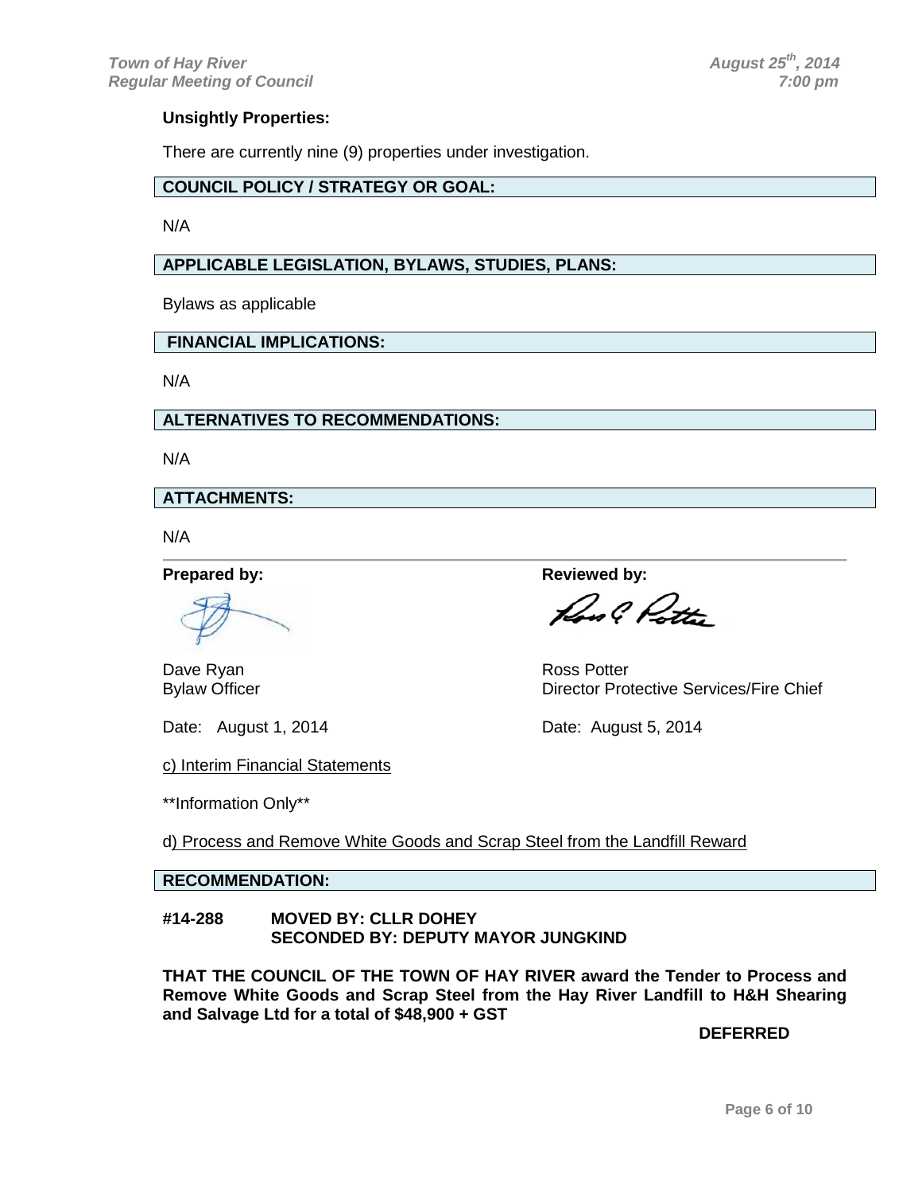**Unsightly Properties:**

There are currently nine (9) properties under investigation.

**COUNCIL POLICY / STRATEGY OR GOAL:**

N/A

**APPLICABLE LEGISLATION, BYLAWS, STUDIES, PLANS:**

Bylaws as applicable

**FINANCIAL IMPLICATIONS:**

N/A

**ALTERNATIVES TO RECOMMENDATIONS:**

N/A

**ATTACHMENTS:**

N/A

---

**Prepared by:**

Dave Ryan
Bylaw Officer

Date: August 1, 2014

**Reviewed by:**

Ross Potter
Director Protective Services/Fire Chief

Date: August 5, 2014

c) Interim Financial Statements

**Information Only**

d) Process and Remove White Goods and Scrap Steel from the Landfill Reward

**RECOMMENDATION:**

**#14-288 MOVED BY: CLLR DOHEY**
**SECONDED BY: DEPUTY MAYOR JUNGKIND**

**THAT THE COUNCIL OF THE TOWN OF HAY RIVER award the Tender to Process and Remove White Goods and Scrap Steel from the Hay River Landfill to H&H Shearing and Salvage Ltd for a total of $48,900 + GST**

**DEFERRED**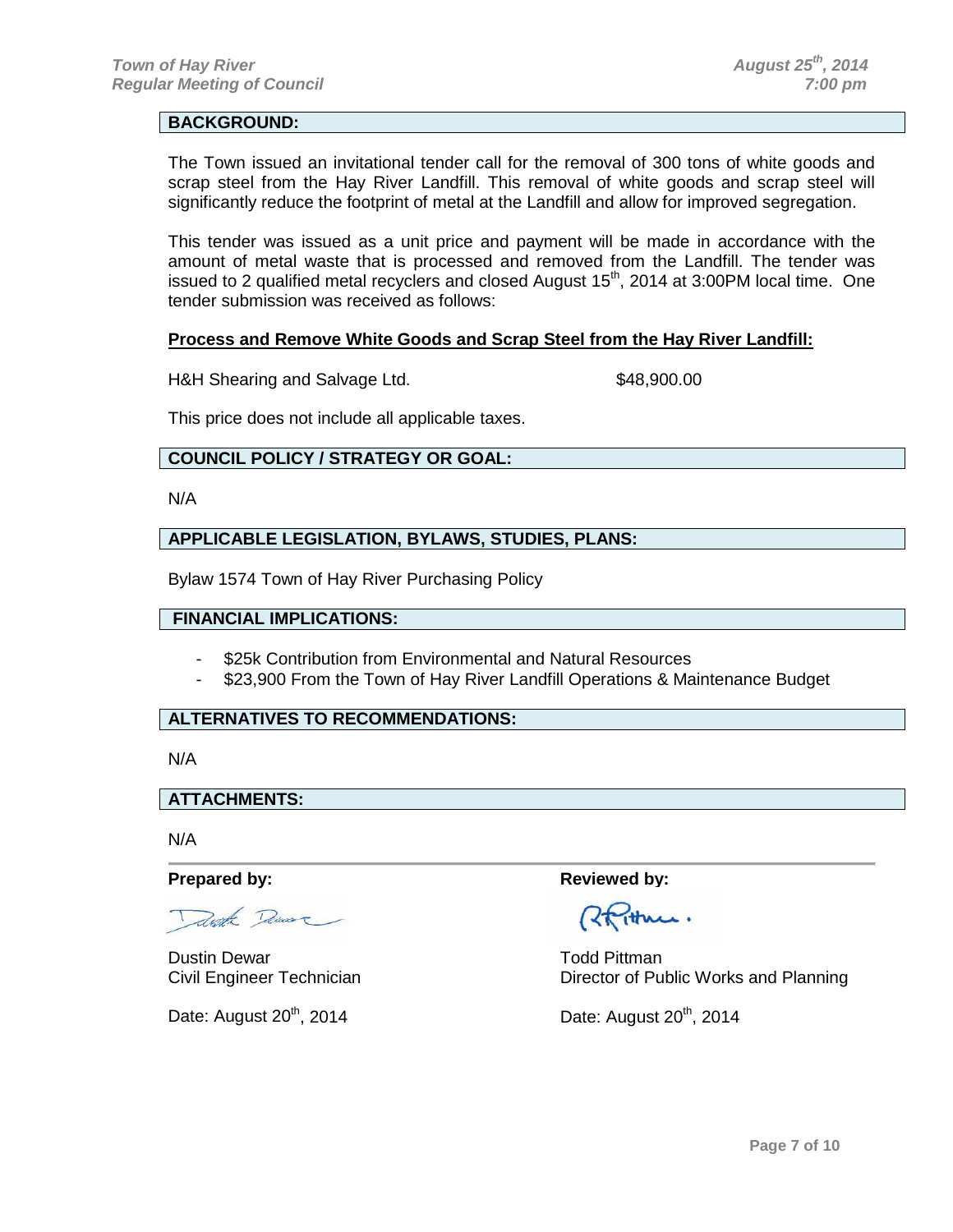## BACKGROUND:

The Town issued an invitational tender call for the removal of 300 tons of white goods and scrap steel from the Hay River Landfill. This removal of white goods and scrap steel will significantly reduce the footprint of metal at the Landfill and allow for improved segregation.

This tender was issued as a unit price and payment will be made in accordance with the amount of metal waste that is processed and removed from the Landfill. The tender was issued to 2 qualified metal recyclers and closed August 15th, 2014 at 3:00PM local time. One tender submission was received as follows:

**Process and Remove White Goods and Scrap Steel from the Hay River Landfill:**

H&H Shearing and Salvage Ltd. $48,900.00

This price does not include all applicable taxes.

## COUNCIL POLICY / STRATEGY OR GOAL:

N/A

## APPLICABLE LEGISLATION, BYLAWS, STUDIES, PLANS:

Bylaw 1574 Town of Hay River Purchasing Policy

## FINANCIAL IMPLICATIONS:

- $25k Contribution from Environmental and Natural Resources
- $23,900 From the Town of Hay River Landfill Operations & Maintenance Budget

## ALTERNATIVES TO RECOMMENDATIONS:

N/A

## ATTACHMENTS:

N/A

**Prepared by:**

Dustin Dewar
Civil Engineer Technician

Date: August 20th, 2014

**Reviewed by:**

Todd Pittman
Director of Public Works and Planning

Date: August 20th, 2014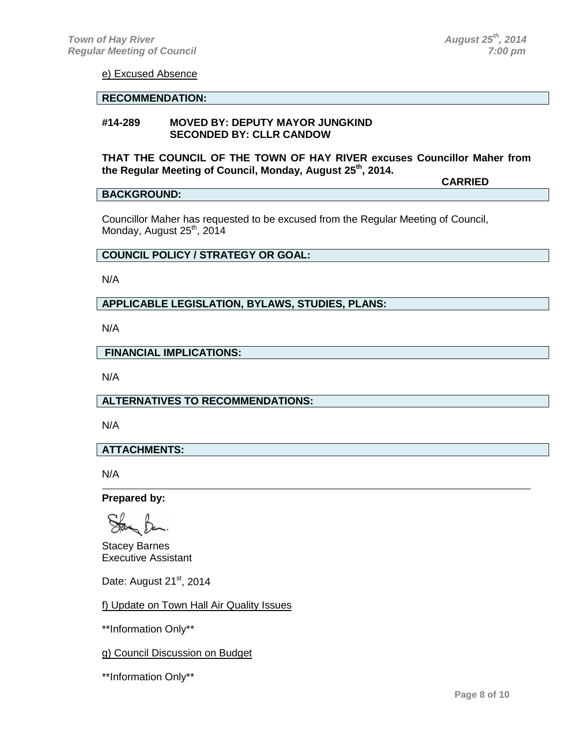e) Excused Absence

**RECOMMENDATION:**

**#14-289 MOVED BY: DEPUTY MAYOR JUNGKIND**
**SECONDED BY: CLLR CANDOW**

**THAT THE COUNCIL OF THE TOWN OF HAY RIVER excuses Councillor Maher from the Regular Meeting of Council, Monday, August 25th, 2014.**

**CARRIED**

**BACKGROUND:**

Councillor Maher has requested to be excused from the Regular Meeting of Council, Monday, August 25th, 2014

**COUNCIL POLICY / STRATEGY OR GOAL:**

N/A

**APPLICABLE LEGISLATION, BYLAWS, STUDIES, PLANS:**

N/A

**FINANCIAL IMPLICATIONS:**

N/A

**ALTERNATIVES TO RECOMMENDATIONS:**

N/A

**ATTACHMENTS:**

N/A

---

**Prepared by:**

Stacey Barnes
Executive Assistant

Date: August 21st, 2014

f) Update on Town Hall Air Quality Issues

**Information Only**

g) Council Discussion on Budget

**Information Only**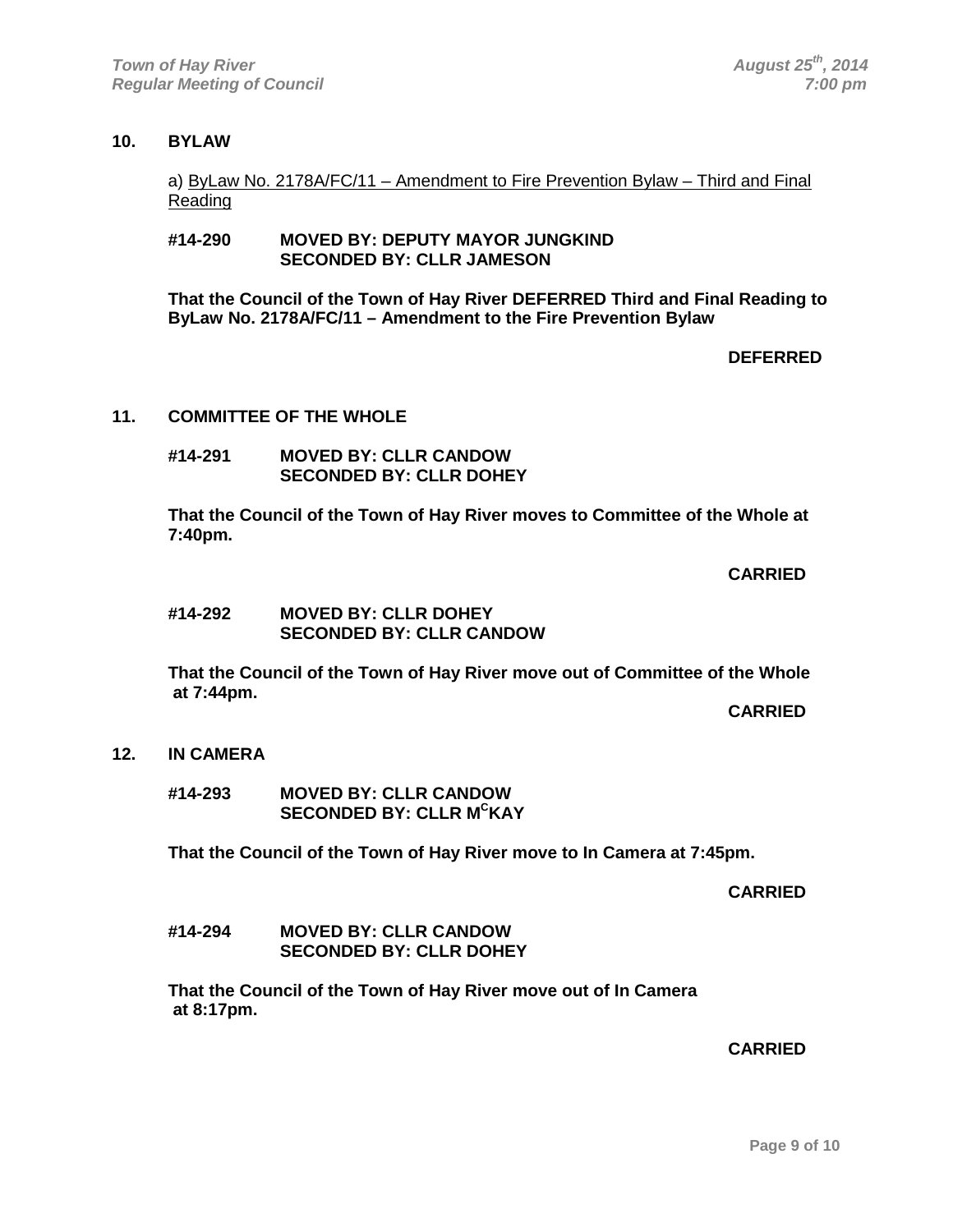## 10. BYLAW

a) ByLaw No. 2178A/FC/11 – Amendment to Fire Prevention Bylaw – Third and Final Reading

**#14-290 MOVED BY: DEPUTY MAYOR JUNGKIND**
**SECONDED BY: CLLR JAMESON**

**That the Council of the Town of Hay River DEFERRED Third and Final Reading to ByLaw No. 2178A/FC/11 – Amendment to the Fire Prevention Bylaw**

**DEFERRED**

## 11. COMMITTEE OF THE WHOLE

**#14-291 MOVED BY: CLLR CANDOW**
**SECONDED BY: CLLR DOHEY**

**That the Council of the Town of Hay River moves to Committee of the Whole at 7:40pm.**

**CARRIED**

**#14-292 MOVED BY: CLLR DOHEY**
**SECONDED BY: CLLR CANDOW**

**That the Council of the Town of Hay River move out of Committee of the Whole at 7:44pm.**

**CARRIED**

## 12. IN CAMERA

**#14-293 MOVED BY: CLLR CANDOW**
**SECONDED BY: CLLR McKAY**

**That the Council of the Town of Hay River move to In Camera at 7:45pm.**

**CARRIED**

**#14-294 MOVED BY: CLLR CANDOW**
**SECONDED BY: CLLR DOHEY**

**That the Council of the Town of Hay River move out of In Camera at 8:17pm.**

**CARRIED**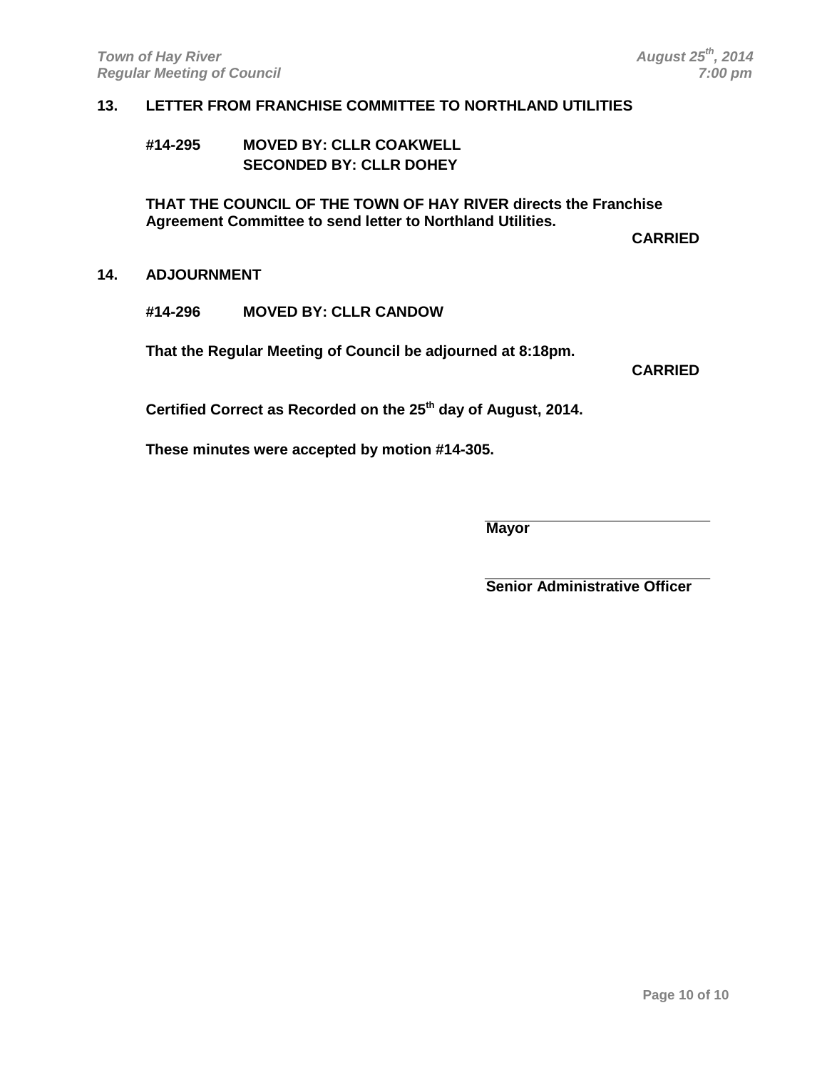## 13. LETTER FROM FRANCHISE COMMITTEE TO NORTHLAND UTILITIES

**#14-295 MOVED BY: CLLR COAKWELL**
**SECONDED BY: CLLR DOHEY**

**THAT THE COUNCIL OF THE TOWN OF HAY RIVER directs the Franchise Agreement Committee to send letter to Northland Utilities.**

**CARRIED**

## 14. ADJOURNMENT

**#14-296 MOVED BY: CLLR CANDOW**

**That the Regular Meeting of Council be adjourned at 8:18pm.**

**CARRIED**

**Certified Correct as Recorded on the 25th day of August, 2014.**

**These minutes were accepted by motion #14-305.**

\_\_\_\_\_\_\_\_\_\_\_\_\_\_\_\_\_\_\_\_\_\_\_\_\_\_\_\_
**Mayor**

\_\_\_\_\_\_\_\_\_\_\_\_\_\_\_\_\_\_\_\_\_\_\_\_\_\_\_\_
**Senior Administrative Officer**